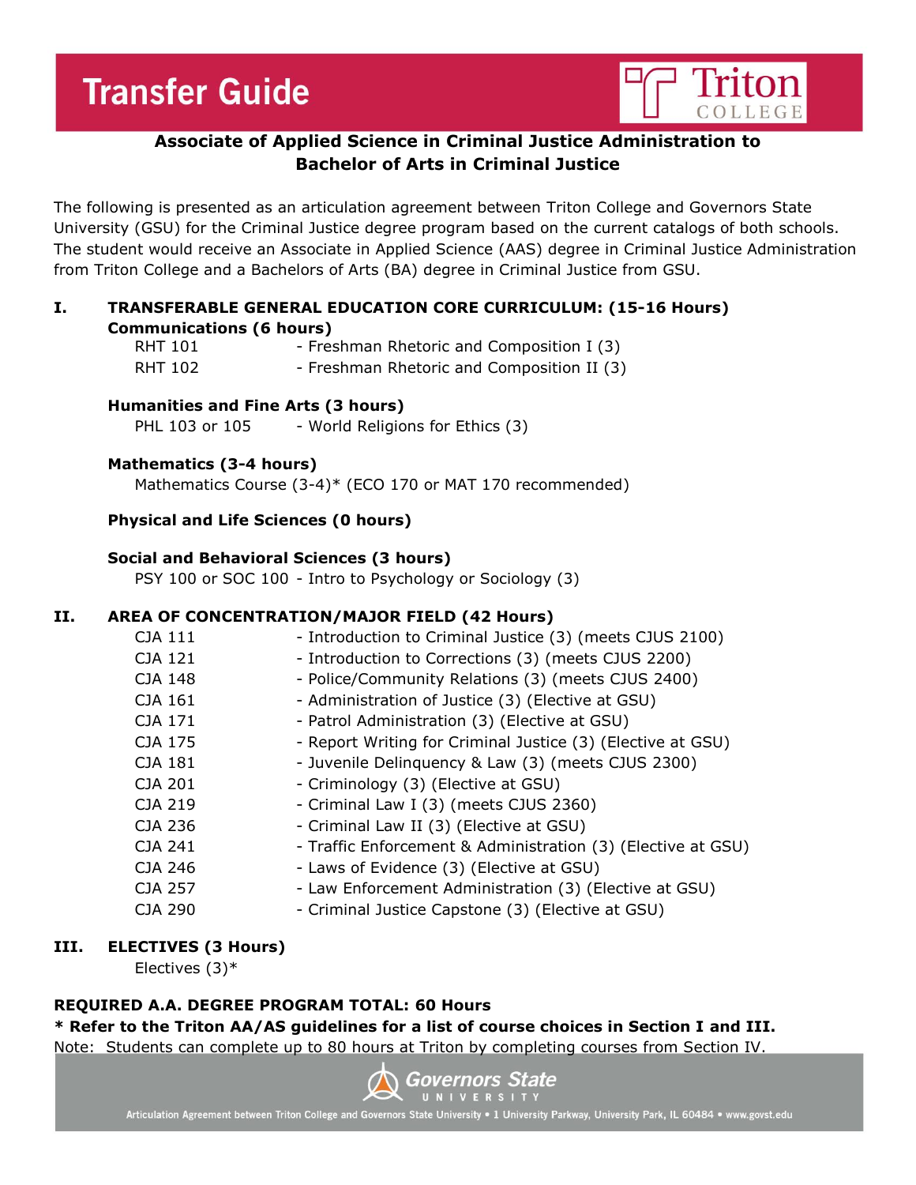# Transfer Guide

Triton College

**Associate of Applied Science in Criminal Justice Administration to Bachelor of Arts in Criminal Justice**

The following is presented as an articulation agreement between Triton College and Governors State University (GSU) for the Criminal Justice degree program based on the current catalogs of both schools. The student would receive an Associate in Applied Science (AAS) degree in Criminal Justice Administration from Triton College and a Bachelors of Arts (BA) degree in Criminal Justice from GSU.

## I. TRANSFERABLE GENERAL EDUCATION CORE CURRICULUM: (15-16 Hours)

**Communications (6 hours)**

RHT 101 - Freshman Rhetoric and Composition I (3)
RHT 102 - Freshman Rhetoric and Composition II (3)

**Humanities and Fine Arts (3 hours)**

PHL 103 or 105 - World Religions for Ethics (3)

**Mathematics (3-4 hours)**

Mathematics Course (3-4)* (ECO 170 or MAT 170 recommended)

**Physical and Life Sciences (0 hours)**

**Social and Behavioral Sciences (3 hours)**

PSY 100 or SOC 100 - Intro to Psychology or Sociology (3)

## II. AREA OF CONCENTRATION/MAJOR FIELD (42 Hours)

CJA 111 - Introduction to Criminal Justice (3) (meets CJUS 2100)
CJA 121 - Introduction to Corrections (3) (meets CJUS 2200)
CJA 148 - Police/Community Relations (3) (meets CJUS 2400)
CJA 161 - Administration of Justice (3) (Elective at GSU)
CJA 171 - Patrol Administration (3) (Elective at GSU)
CJA 175 - Report Writing for Criminal Justice (3) (Elective at GSU)
CJA 181 - Juvenile Delinquency & Law (3) (meets CJUS 2300)
CJA 201 - Criminology (3) (Elective at GSU)
CJA 219 - Criminal Law I (3) (meets CJUS 2360)
CJA 236 - Criminal Law II (3) (Elective at GSU)
CJA 241 - Traffic Enforcement & Administration (3) (Elective at GSU)
CJA 246 - Laws of Evidence (3) (Elective at GSU)
CJA 257 - Law Enforcement Administration (3) (Elective at GSU)
CJA 290 - Criminal Justice Capstone (3) (Elective at GSU)

## III. ELECTIVES (3 Hours)

Electives (3)*

**REQUIRED A.A. DEGREE PROGRAM TOTAL: 60 Hours**

*** Refer to the Triton AA/AS guidelines for a list of course choices in Section I and III.**

Note: Students can complete up to 80 hours at Triton by completing courses from Section IV.

Governors State University

Articulation Agreement between Triton College and Governors State University • 1 University Parkway, University Park, IL 60484 • www.govst.edu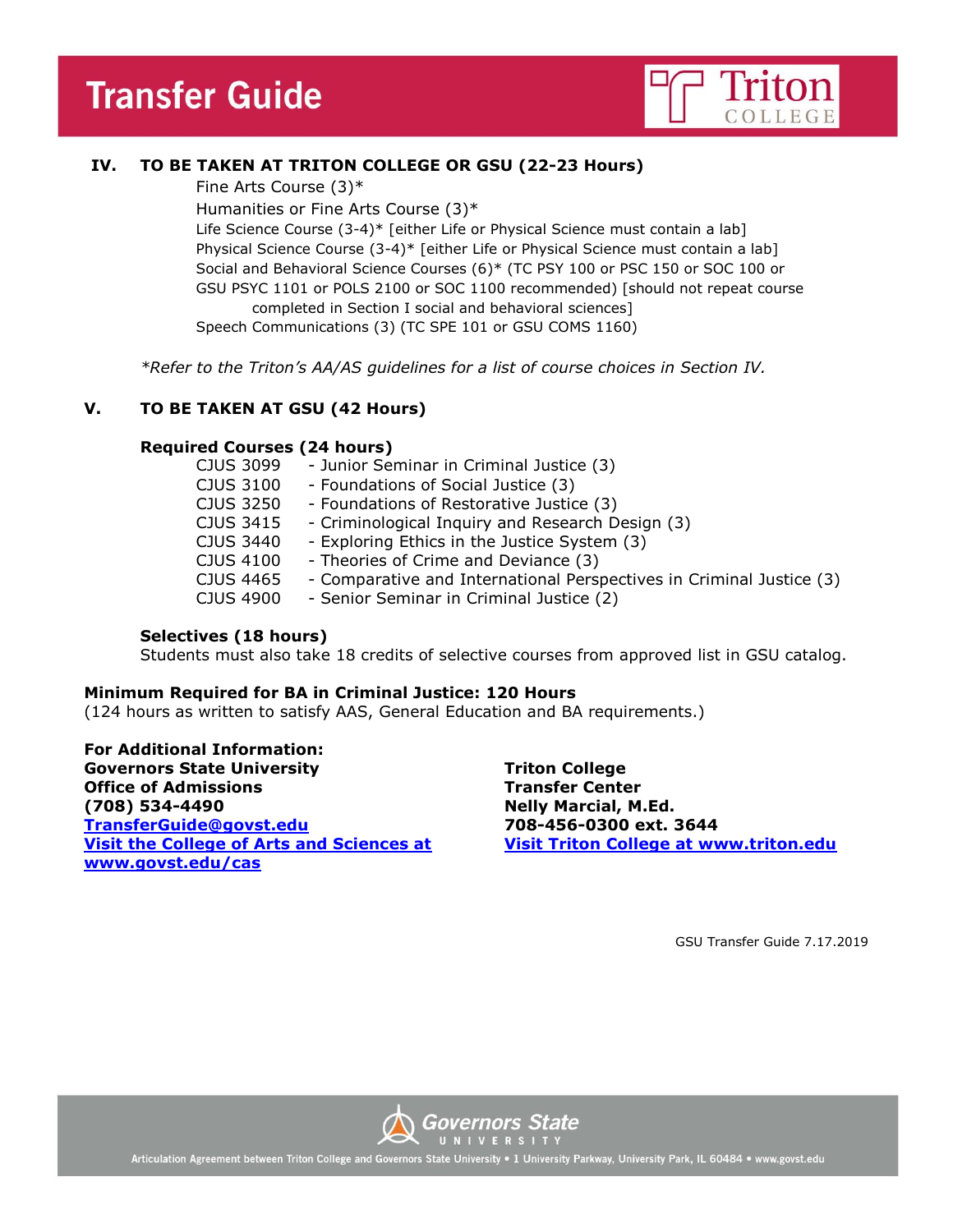## IV. TO BE TAKEN AT TRITON COLLEGE OR GSU (22-23 Hours)

Fine Arts Course (3)*
Humanities or Fine Arts Course (3)*
Life Science Course (3-4)* [either Life or Physical Science must contain a lab]
Physical Science Course (3-4)* [either Life or Physical Science must contain a lab]
Social and Behavioral Science Courses (6)* (TC PSY 100 or PSC 150 or SOC 100 or GSU PSYC 1101 or POLS 2100 or SOC 1100 recommended) [should not repeat course completed in Section I social and behavioral sciences]
Speech Communications (3) (TC SPE 101 or GSU COMS 1160)

*\*Refer to the Triton's AA/AS guidelines for a list of course choices in Section IV.*

## V. TO BE TAKEN AT GSU (42 Hours)

**Required Courses (24 hours)**

| | |
|---|---|
| CJUS 3099 | - Junior Seminar in Criminal Justice (3) |
| CJUS 3100 | - Foundations of Social Justice (3) |
| CJUS 3250 | - Foundations of Restorative Justice (3) |
| CJUS 3415 | - Criminological Inquiry and Research Design (3) |
| CJUS 3440 | - Exploring Ethics in the Justice System (3) |
| CJUS 4100 | - Theories of Crime and Deviance (3) |
| CJUS 4465 | - Comparative and International Perspectives in Criminal Justice (3) |
| CJUS 4900 | - Senior Seminar in Criminal Justice (2) |

**Selectives (18 hours)**

Students must also take 18 credits of selective courses from approved list in GSU catalog.

**Minimum Required for BA in Criminal Justice: 120 Hours**
(124 hours as written to satisfy AAS, General Education and BA requirements.)

**For Additional Information:**
**Governors State University**
**Office of Admissions**
**(708) 534-4490**
**TransferGuide@govst.edu**
**Visit the College of Arts and Sciences at www.govst.edu/cas**

**Triton College**
**Transfer Center**
**Nelly Marcial, M.Ed.**
**708-456-0300 ext. 3644**
**Visit Triton College at www.triton.edu**

GSU Transfer Guide 7.17.2019